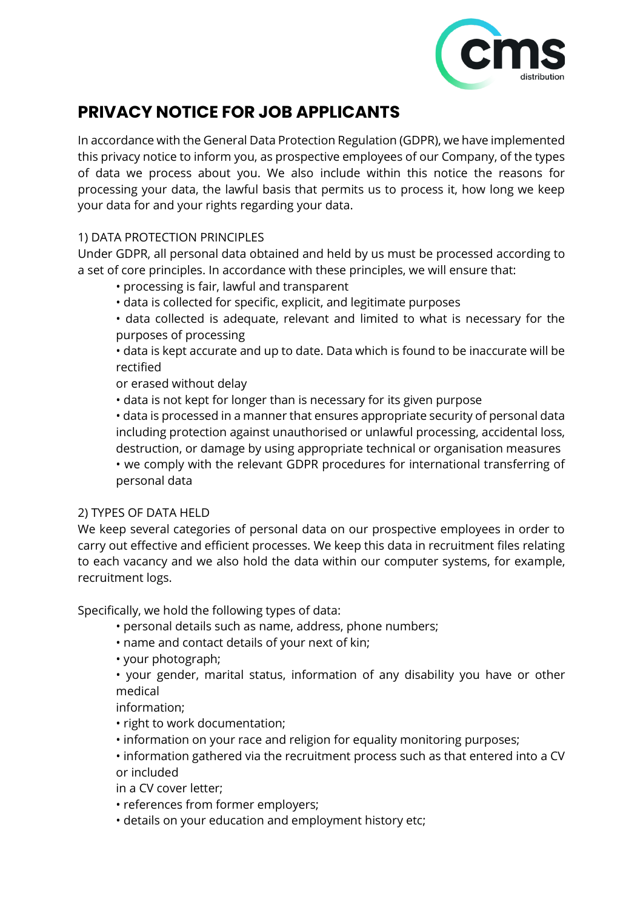# PRIVACY NOTICE FOR JOB APPLICANTS

In accordance with the General Data Protection Regulation (GDPR), we have implemented this privacy notice to inform you, as prospective employees of our Company, of the types of data we process about you. We also include within this notice the reasons for processing your data, the lawful basis that permits us to process it, how long we keep your data for and your rights regarding your data.

## 1) DATA PROTECTION PRINCIPLES

Under GDPR, all personal data obtained and held by us must be processed according to a set of core principles. In accordance with these principles, we will ensure that:

- processing is fair, lawful and transparent
- data is collected for specific, explicit, and legitimate purposes
- data collected is adequate, relevant and limited to what is necessary for the purposes of processing
- data is kept accurate and up to date. Data which is found to be inaccurate will be rectified or erased without delay
- data is not kept for longer than is necessary for its given purpose
- data is processed in a manner that ensures appropriate security of personal data including protection against unauthorised or unlawful processing, accidental loss, destruction, or damage by using appropriate technical or organisation measures
- we comply with the relevant GDPR procedures for international transferring of personal data

## 2) TYPES OF DATA HELD

We keep several categories of personal data on our prospective employees in order to carry out effective and efficient processes. We keep this data in recruitment files relating to each vacancy and we also hold the data within our computer systems, for example, recruitment logs.

Specifically, we hold the following types of data:

- personal details such as name, address, phone numbers;
- name and contact details of your next of kin;
- your photograph;
- your gender, marital status, information of any disability you have or other medical information;
- right to work documentation;
- information on your race and religion for equality monitoring purposes;
- information gathered via the recruitment process such as that entered into a CV or included in a CV cover letter;
- references from former employers;
- details on your education and employment history etc;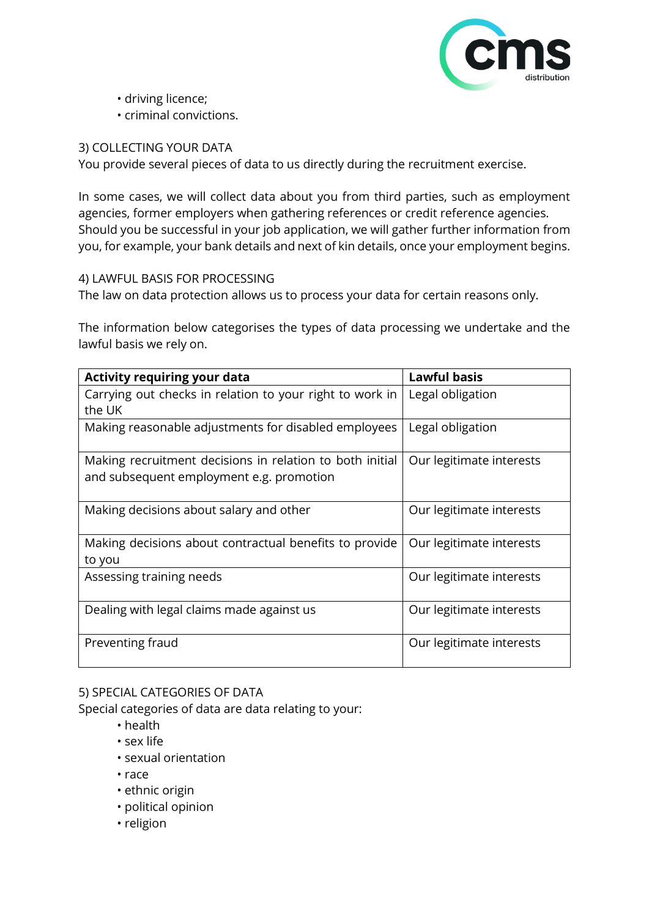- driving licence;
- criminal convictions.

## 3) COLLECTING YOUR DATA

You provide several pieces of data to us directly during the recruitment exercise.

In some cases, we will collect data about you from third parties, such as employment agencies, former employers when gathering references or credit reference agencies. Should you be successful in your job application, we will gather further information from you, for example, your bank details and next of kin details, once your employment begins.

## 4) LAWFUL BASIS FOR PROCESSING

The law on data protection allows us to process your data for certain reasons only.

The information below categorises the types of data processing we undertake and the lawful basis we rely on.

| **Activity requiring your data** | **Lawful basis** |
|---|---|
| Carrying out checks in relation to your right to work in the UK | Legal obligation |
| Making reasonable adjustments for disabled employees | Legal obligation |
| Making recruitment decisions in relation to both initial and subsequent employment e.g. promotion | Our legitimate interests |
| Making decisions about salary and other | Our legitimate interests |
| Making decisions about contractual benefits to provide to you | Our legitimate interests |
| Assessing training needs | Our legitimate interests |
| Dealing with legal claims made against us | Our legitimate interests |
| Preventing fraud | Our legitimate interests |

## 5) SPECIAL CATEGORIES OF DATA

Special categories of data are data relating to your:

- health
- sex life
- sexual orientation
- race
- ethnic origin
- political opinion
- religion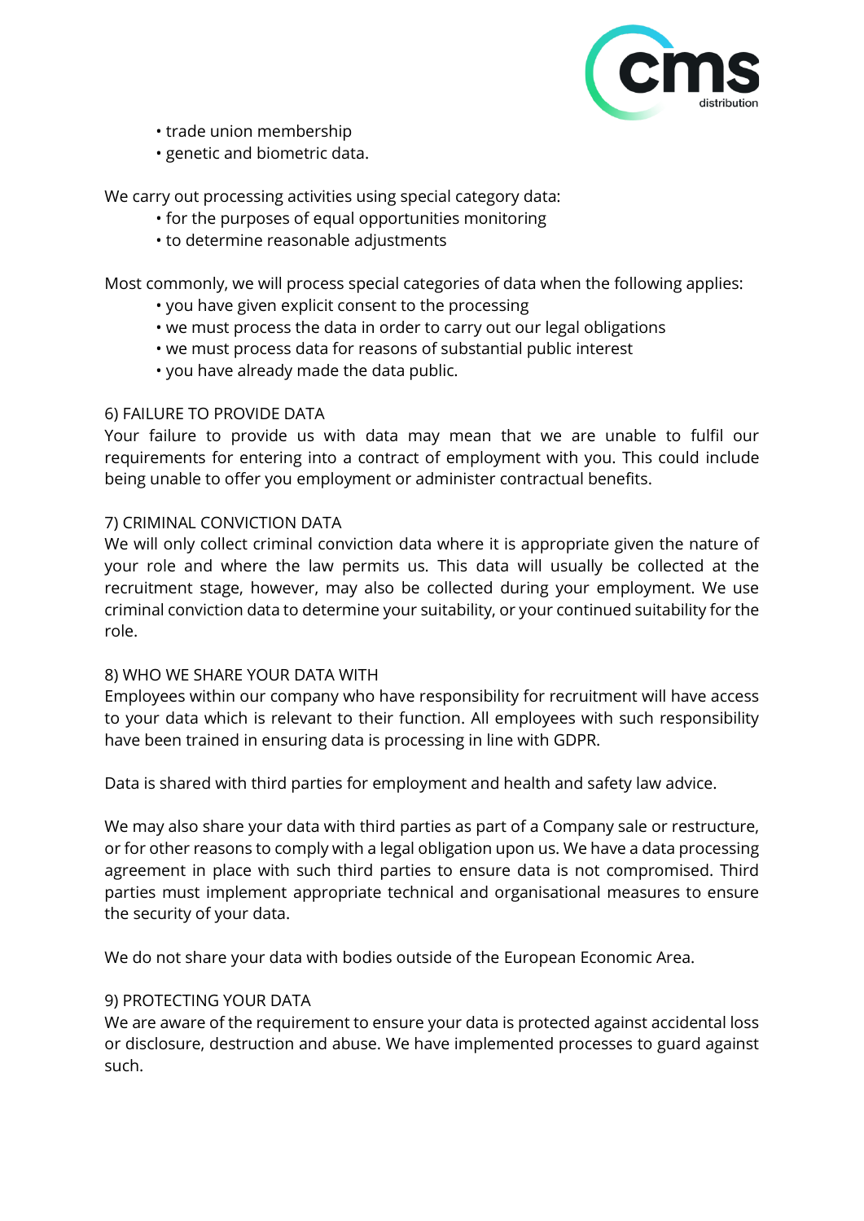- trade union membership
- genetic and biometric data.

We carry out processing activities using special category data:

- for the purposes of equal opportunities monitoring
- to determine reasonable adjustments

Most commonly, we will process special categories of data when the following applies:

- you have given explicit consent to the processing
- we must process the data in order to carry out our legal obligations
- we must process data for reasons of substantial public interest
- you have already made the data public.

## 6) FAILURE TO PROVIDE DATA

Your failure to provide us with data may mean that we are unable to fulfil our requirements for entering into a contract of employment with you. This could include being unable to offer you employment or administer contractual benefits.

## 7) CRIMINAL CONVICTION DATA

We will only collect criminal conviction data where it is appropriate given the nature of your role and where the law permits us. This data will usually be collected at the recruitment stage, however, may also be collected during your employment. We use criminal conviction data to determine your suitability, or your continued suitability for the role.

## 8) WHO WE SHARE YOUR DATA WITH

Employees within our company who have responsibility for recruitment will have access to your data which is relevant to their function. All employees with such responsibility have been trained in ensuring data is processing in line with GDPR.

Data is shared with third parties for employment and health and safety law advice.

We may also share your data with third parties as part of a Company sale or restructure, or for other reasons to comply with a legal obligation upon us. We have a data processing agreement in place with such third parties to ensure data is not compromised. Third parties must implement appropriate technical and organisational measures to ensure the security of your data.

We do not share your data with bodies outside of the European Economic Area.

## 9) PROTECTING YOUR DATA

We are aware of the requirement to ensure your data is protected against accidental loss or disclosure, destruction and abuse. We have implemented processes to guard against such.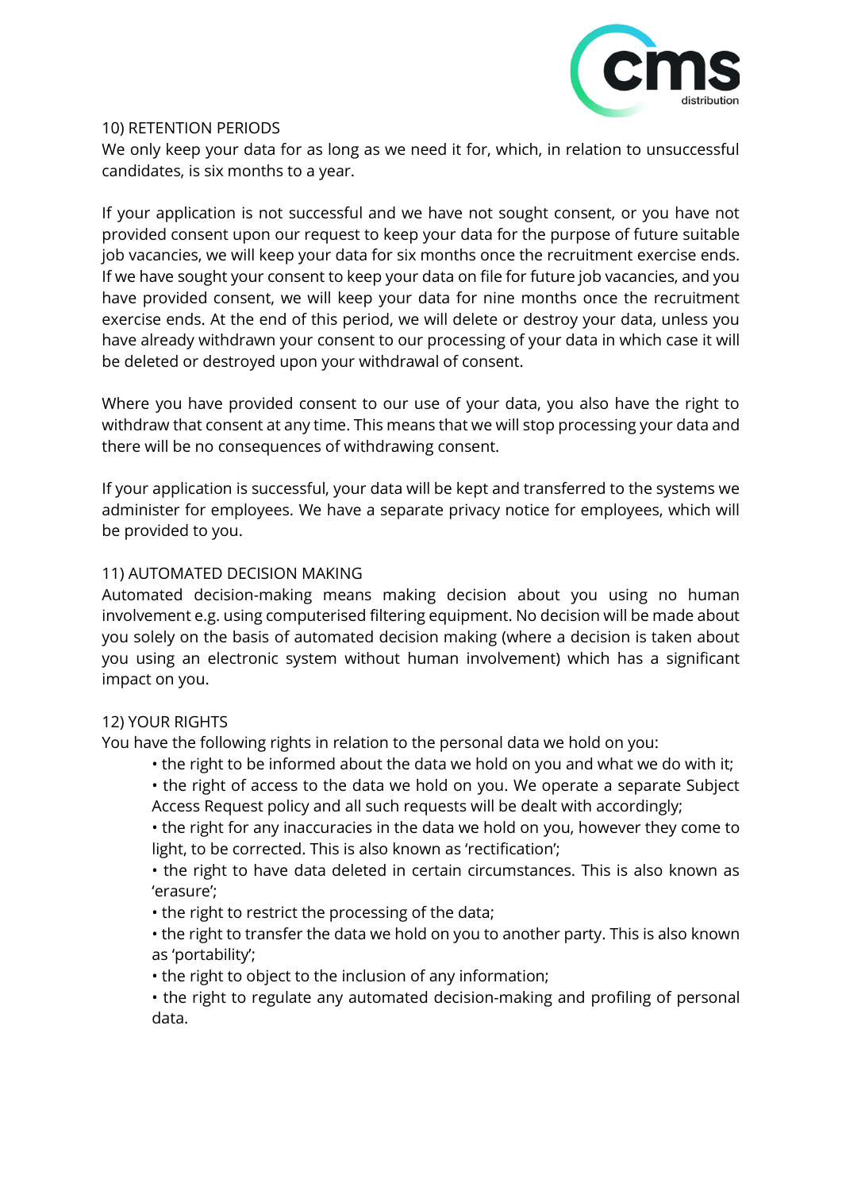## 10) RETENTION PERIODS

We only keep your data for as long as we need it for, which, in relation to unsuccessful candidates, is six months to a year.

If your application is not successful and we have not sought consent, or you have not provided consent upon our request to keep your data for the purpose of future suitable job vacancies, we will keep your data for six months once the recruitment exercise ends. If we have sought your consent to keep your data on file for future job vacancies, and you have provided consent, we will keep your data for nine months once the recruitment exercise ends. At the end of this period, we will delete or destroy your data, unless you have already withdrawn your consent to our processing of your data in which case it will be deleted or destroyed upon your withdrawal of consent.

Where you have provided consent to our use of your data, you also have the right to withdraw that consent at any time. This means that we will stop processing your data and there will be no consequences of withdrawing consent.

If your application is successful, your data will be kept and transferred to the systems we administer for employees. We have a separate privacy notice for employees, which will be provided to you.

## 11) AUTOMATED DECISION MAKING

Automated decision-making means making decision about you using no human involvement e.g. using computerised filtering equipment. No decision will be made about you solely on the basis of automated decision making (where a decision is taken about you using an electronic system without human involvement) which has a significant impact on you.

## 12) YOUR RIGHTS

You have the following rights in relation to the personal data we hold on you:

- the right to be informed about the data we hold on you and what we do with it;
- the right of access to the data we hold on you. We operate a separate Subject Access Request policy and all such requests will be dealt with accordingly;
- the right for any inaccuracies in the data we hold on you, however they come to light, to be corrected. This is also known as 'rectification';
- the right to have data deleted in certain circumstances. This is also known as 'erasure';
- the right to restrict the processing of the data;
- the right to transfer the data we hold on you to another party. This is also known as 'portability';
- the right to object to the inclusion of any information;
- the right to regulate any automated decision-making and profiling of personal data.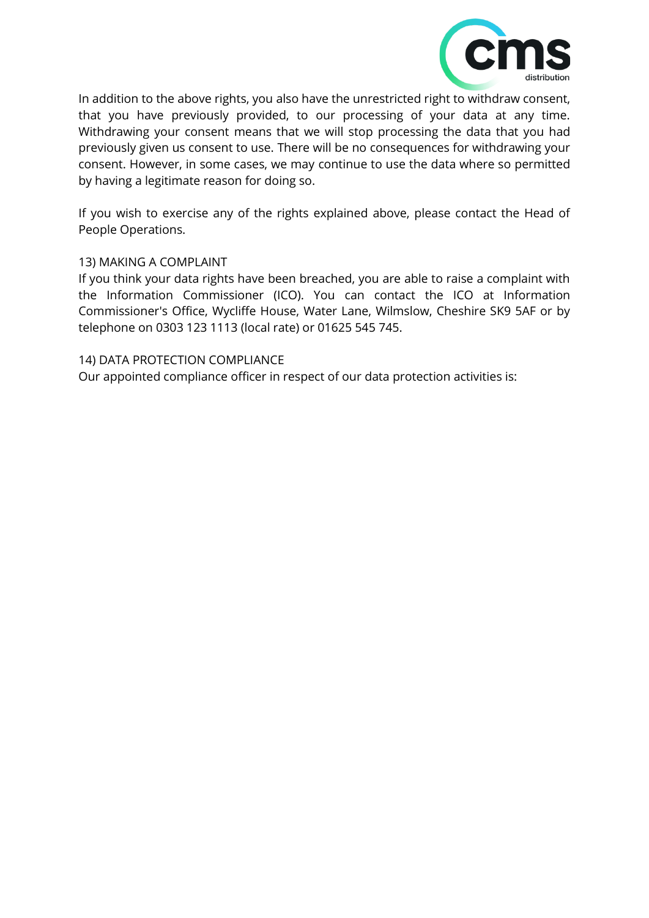In addition to the above rights, you also have the unrestricted right to withdraw consent, that you have previously provided, to our processing of your data at any time. Withdrawing your consent means that we will stop processing the data that you had previously given us consent to use. There will be no consequences for withdrawing your consent. However, in some cases, we may continue to use the data where so permitted by having a legitimate reason for doing so.

If you wish to exercise any of the rights explained above, please contact the Head of People Operations.

## 13) MAKING A COMPLAINT

If you think your data rights have been breached, you are able to raise a complaint with the Information Commissioner (ICO). You can contact the ICO at Information Commissioner's Office, Wycliffe House, Water Lane, Wilmslow, Cheshire SK9 5AF or by telephone on 0303 123 1113 (local rate) or 01625 545 745.

## 14) DATA PROTECTION COMPLIANCE

Our appointed compliance officer in respect of our data protection activities is: